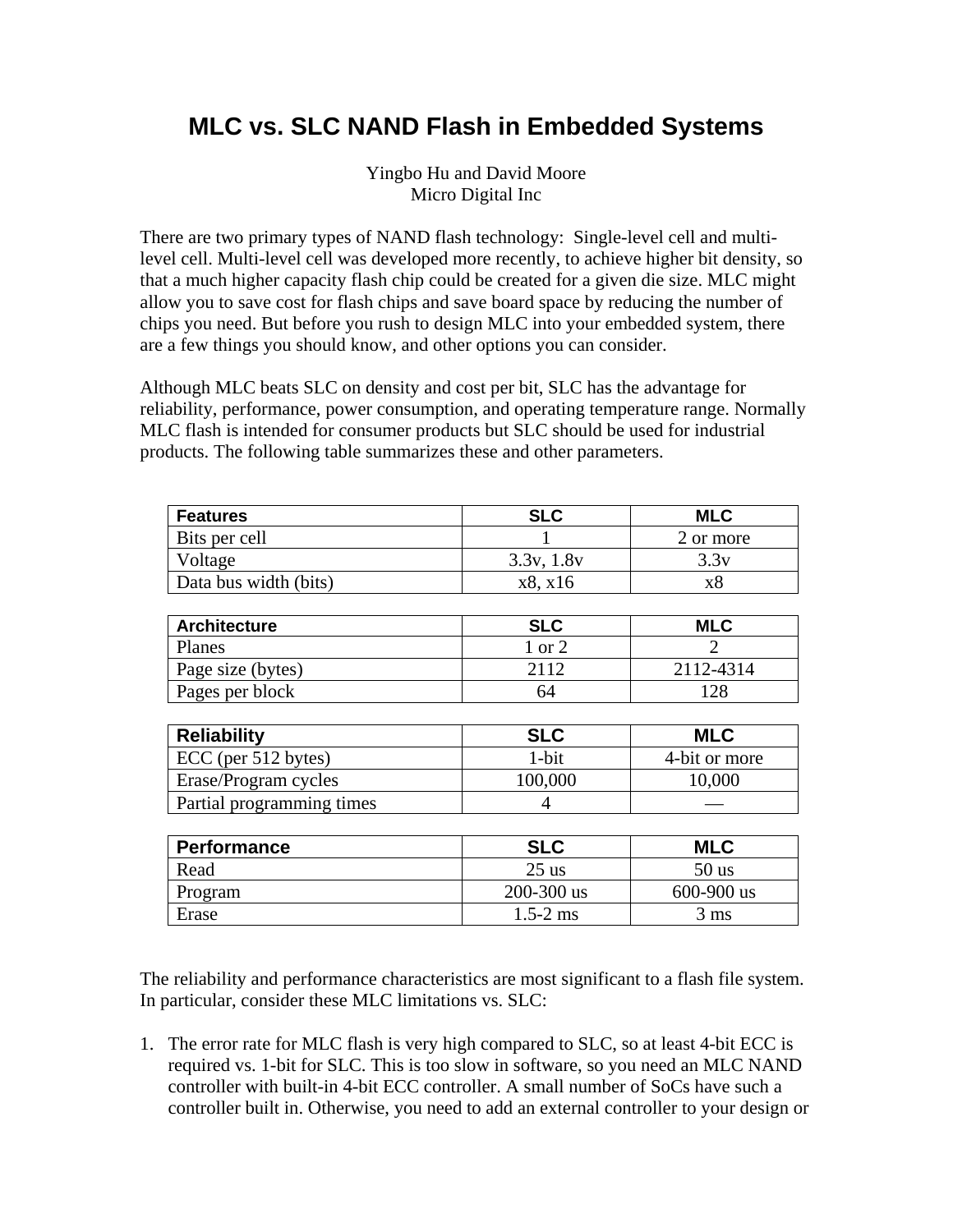# MLC vs. SLC NAND Flash in Embedded Systems

Yingbo Hu and David Moore
Micro Digital Inc

There are two primary types of NAND flash technology: Single-level cell and multi-level cell. Multi-level cell was developed more recently, to achieve higher bit density, so that a much higher capacity flash chip could be created for a given die size. MLC might allow you to save cost for flash chips and save board space by reducing the number of chips you need. But before you rush to design MLC into your embedded system, there are a few things you should know, and other options you can consider.

Although MLC beats SLC on density and cost per bit, SLC has the advantage for reliability, performance, power consumption, and operating temperature range. Normally MLC flash is intended for consumer products but SLC should be used for industrial products. The following table summarizes these and other parameters.

| **Features** | **SLC** | **MLC** |
|---|---|---|
| Bits per cell | 1 | 2 or more |
| Voltage | 3.3v, 1.8v | 3.3v |
| Data bus width (bits) | x8, x16 | x8 |

| **Architecture** | **SLC** | **MLC** |
|---|---|---|
| Planes | 1 or 2 | 2 |
| Page size (bytes) | 2112 | 2112-4314 |
| Pages per block | 64 | 128 |

| **Reliability** | **SLC** | **MLC** |
|---|---|---|
| ECC (per 512 bytes) | 1-bit | 4-bit or more |
| Erase/Program cycles | 100,000 | 10,000 |
| Partial programming times | 4 | — |

| **Performance** | **SLC** | **MLC** |
|---|---|---|
| Read | 25 us | 50 us |
| Program | 200-300 us | 600-900 us |
| Erase | 1.5-2 ms | 3 ms |

The reliability and performance characteristics are most significant to a flash file system. In particular, consider these MLC limitations vs. SLC:

1. The error rate for MLC flash is very high compared to SLC, so at least 4-bit ECC is required vs. 1-bit for SLC. This is too slow in software, so you need an MLC NAND controller with built-in 4-bit ECC controller. A small number of SoCs have such a controller built in. Otherwise, you need to add an external controller to your design or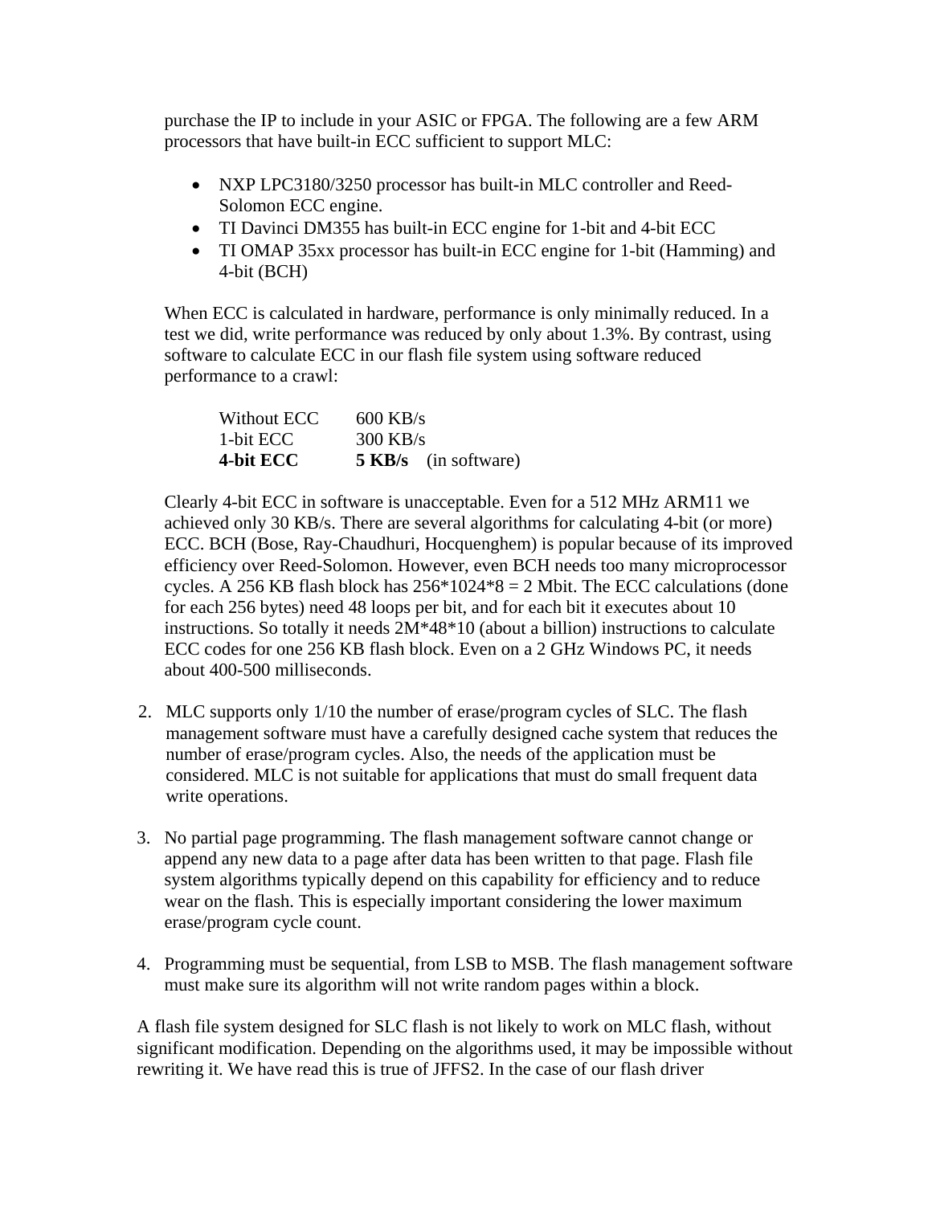purchase the IP to include in your ASIC or FPGA. The following are a few ARM processors that have built-in ECC sufficient to support MLC:

- NXP LPC3180/3250 processor has built-in MLC controller and Reed-Solomon ECC engine.
- TI Davinci DM355 has built-in ECC engine for 1-bit and 4-bit ECC
- TI OMAP 35xx processor has built-in ECC engine for 1-bit (Hamming) and 4-bit (BCH)

When ECC is calculated in hardware, performance is only minimally reduced. In a test we did, write performance was reduced by only about 1.3%. By contrast, using software to calculate ECC in our flash file system using software reduced performance to a crawl:

| | | |
|---|---|---|
| Without ECC | 600 KB/s | |
| 1-bit ECC | 300 KB/s | |
| **4-bit ECC** | **5 KB/s** | (in software) |

Clearly 4-bit ECC in software is unacceptable. Even for a 512 MHz ARM11 we achieved only 30 KB/s. There are several algorithms for calculating 4-bit (or more) ECC. BCH (Bose, Ray-Chaudhuri, Hocquenghem) is popular because of its improved efficiency over Reed-Solomon. However, even BCH needs too many microprocessor cycles. A 256 KB flash block has 256*1024*8 = 2 Mbit. The ECC calculations (done for each 256 bytes) need 48 loops per bit, and for each bit it executes about 10 instructions. So totally it needs 2M*48*10 (about a billion) instructions to calculate ECC codes for one 256 KB flash block. Even on a 2 GHz Windows PC, it needs about 400-500 milliseconds.

2. MLC supports only 1/10 the number of erase/program cycles of SLC. The flash management software must have a carefully designed cache system that reduces the number of erase/program cycles. Also, the needs of the application must be considered. MLC is not suitable for applications that must do small frequent data write operations.

3. No partial page programming. The flash management software cannot change or append any new data to a page after data has been written to that page. Flash file system algorithms typically depend on this capability for efficiency and to reduce wear on the flash. This is especially important considering the lower maximum erase/program cycle count.

4. Programming must be sequential, from LSB to MSB. The flash management software must make sure its algorithm will not write random pages within a block.

A flash file system designed for SLC flash is not likely to work on MLC flash, without significant modification. Depending on the algorithms used, it may be impossible without rewriting it. We have read this is true of JFFS2. In the case of our flash driver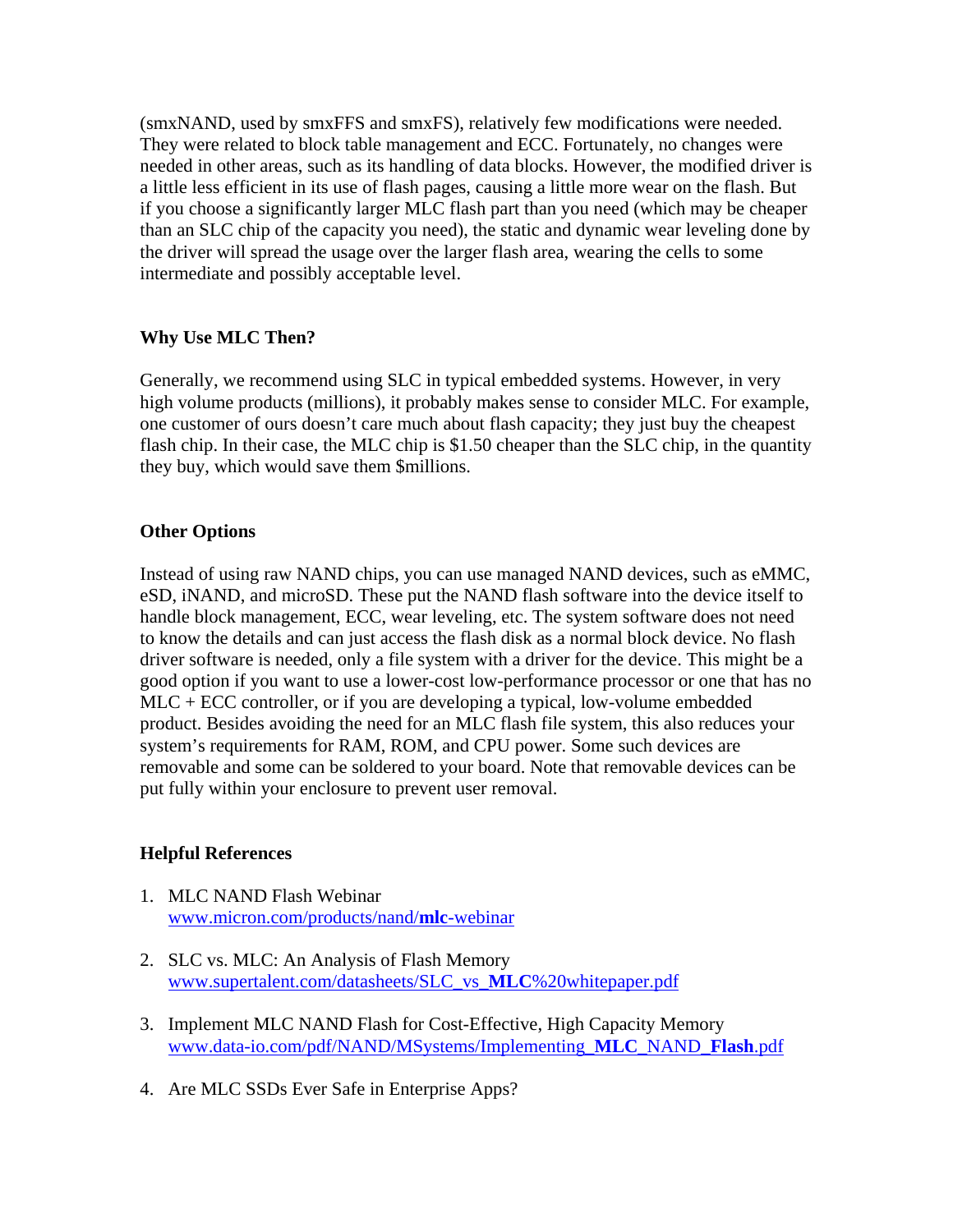(smxNAND, used by smxFFS and smxFS), relatively few modifications were needed. They were related to block table management and ECC. Fortunately, no changes were needed in other areas, such as its handling of data blocks. However, the modified driver is a little less efficient in its use of flash pages, causing a little more wear on the flash. But if you choose a significantly larger MLC flash part than you need (which may be cheaper than an SLC chip of the capacity you need), the static and dynamic wear leveling done by the driver will spread the usage over the larger flash area, wearing the cells to some intermediate and possibly acceptable level.

**Why Use MLC Then?**

Generally, we recommend using SLC in typical embedded systems. However, in very high volume products (millions), it probably makes sense to consider MLC. For example, one customer of ours doesn't care much about flash capacity; they just buy the cheapest flash chip. In their case, the MLC chip is $1.50 cheaper than the SLC chip, in the quantity they buy, which would save them $millions.

**Other Options**

Instead of using raw NAND chips, you can use managed NAND devices, such as eMMC, eSD, iNAND, and microSD. These put the NAND flash software into the device itself to handle block management, ECC, wear leveling, etc. The system software does not need to know the details and can just access the flash disk as a normal block device. No flash driver software is needed, only a file system with a driver for the device. This might be a good option if you want to use a lower-cost low-performance processor or one that has no MLC + ECC controller, or if you are developing a typical, low-volume embedded product. Besides avoiding the need for an MLC flash file system, this also reduces your system's requirements for RAM, ROM, and CPU power. Some such devices are removable and some can be soldered to your board. Note that removable devices can be put fully within your enclosure to prevent user removal.

**Helpful References**

1. MLC NAND Flash Webinar
   www.micron.com/products/nand/**mlc**-webinar

2. SLC vs. MLC: An Analysis of Flash Memory
   www.supertalent.com/datasheets/SLC_vs_**MLC**%20whitepaper.pdf

3. Implement MLC NAND Flash for Cost-Effective, High Capacity Memory
   www.data-io.com/pdf/NAND/MSystems/Implementing_**MLC**_NAND_**Flash**.pdf

4. Are MLC SSDs Ever Safe in Enterprise Apps?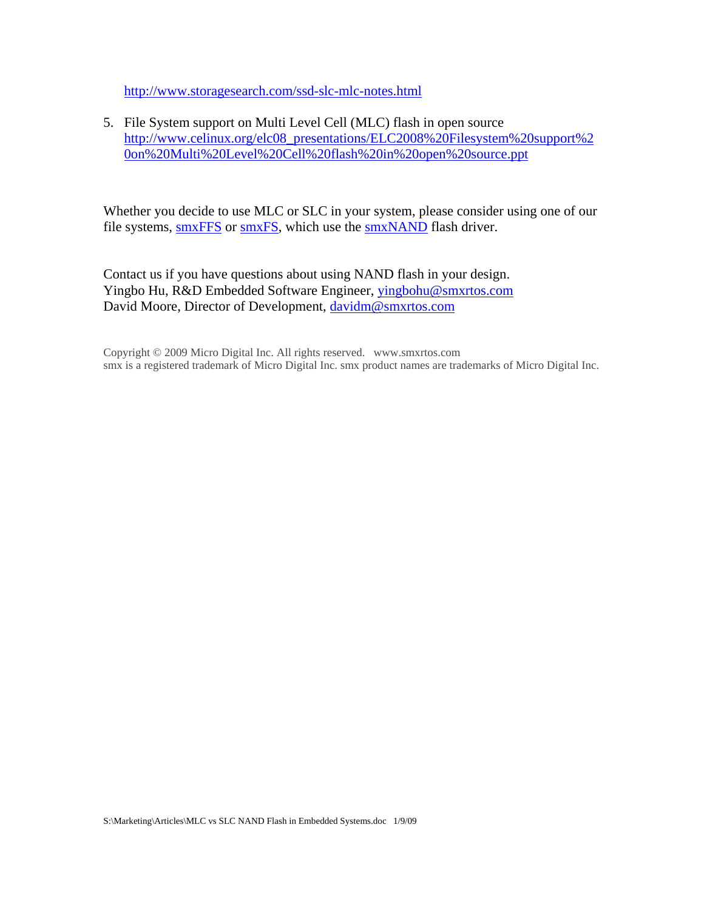http://www.storagesearch.com/ssd-slc-mlc-notes.html

5. File System support on Multi Level Cell (MLC) flash in open source
   http://www.celinux.org/elc08_presentations/ELC2008%20Filesystem%20support%20on%20Multi%20Level%20Cell%20flash%20in%20open%20source.ppt

Whether you decide to use MLC or SLC in your system, please consider using one of our file systems, smxFFS or smxFS, which use the smxNAND flash driver.

Contact us if you have questions about using NAND flash in your design.
Yingbo Hu, R&D Embedded Software Engineer, yingbohu@smxrtos.com
David Moore, Director of Development, davidm@smxrtos.com

Copyright © 2009 Micro Digital Inc. All rights reserved. www.smxrtos.com
smx is a registered trademark of Micro Digital Inc. smx product names are trademarks of Micro Digital Inc.

S:\Marketing\Articles\MLC vs SLC NAND Flash in Embedded Systems.doc 1/9/09